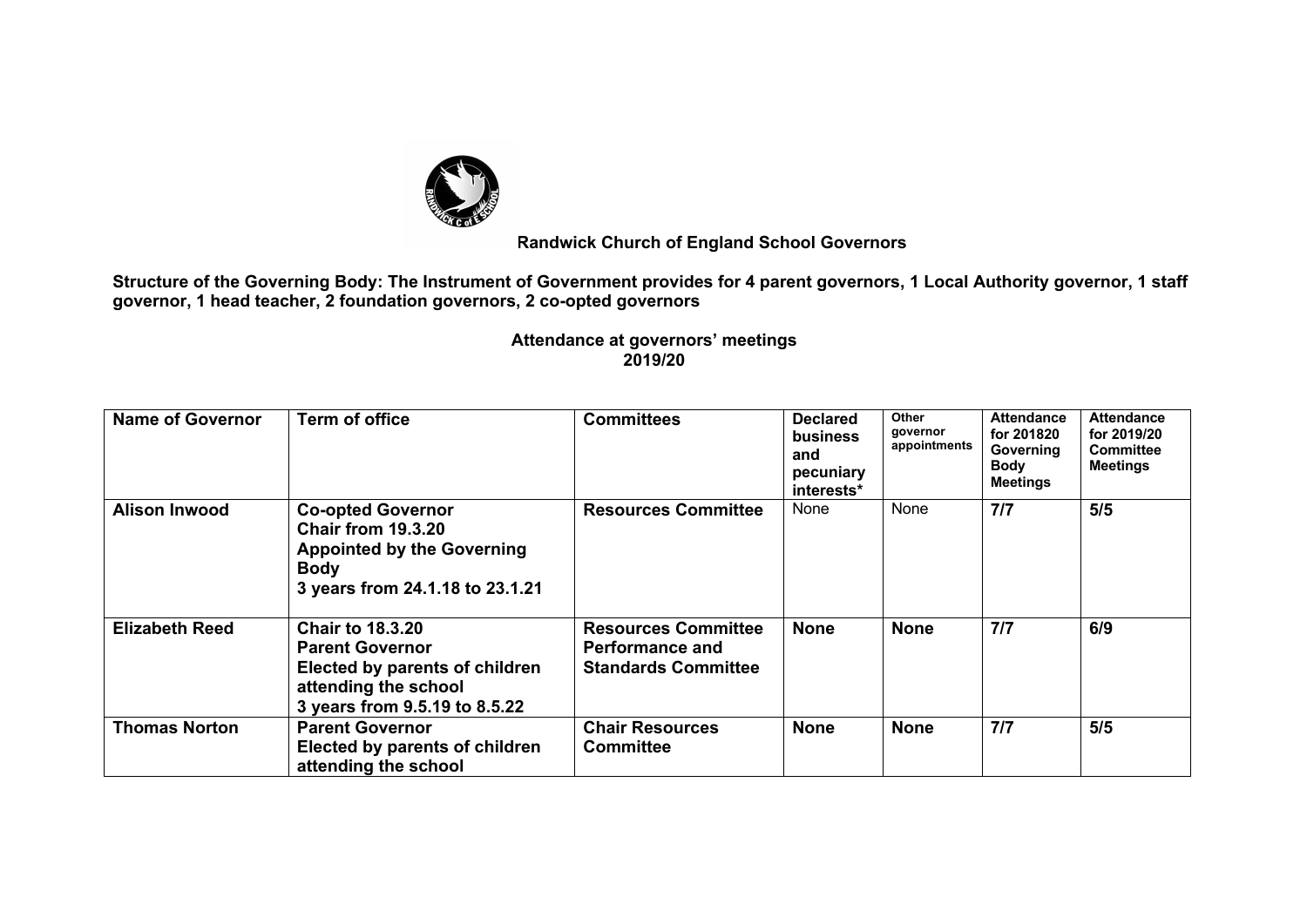**Randwick Church of England School Governors**

**Structure of the Governing Body: The Instrument of Government provides for 4 parent governors, 1 Local Authority governor, 1 staff governor, 1 head teacher, 2 foundation governors, 2 co-opted governors**

**Attendance at governors' meetings**
**2019/20**

| Name of Governor | Term of office | Committees | Declared business and pecuniary interests* | Other governor appointments | Attendance for 201820 Governing Body Meetings | Attendance for 2019/20 Committee Meetings |
|---|---|---|---|---|---|---|
| **Alison Inwood** | **Co-opted Governor**<br>**Chair from 19.3.20**<br>**Appointed by the Governing Body**<br>**3 years from 24.1.18 to 23.1.21** | **Resources Committee** | None | None | **7/7** | **5/5** |
| **Elizabeth Reed** | **Chair to 18.3.20**<br>**Parent Governor**<br>**Elected by parents of children attending the school**<br>**3 years from 9.5.19 to 8.5.22** | **Resources Committee**<br>**Performance and Standards Committee** | **None** | **None** | **7/7** | **6/9** |
| **Thomas Norton** | **Parent Governor**<br>**Elected by parents of children attending the school** | **Chair Resources Committee** | **None** | **None** | **7/7** | **5/5** |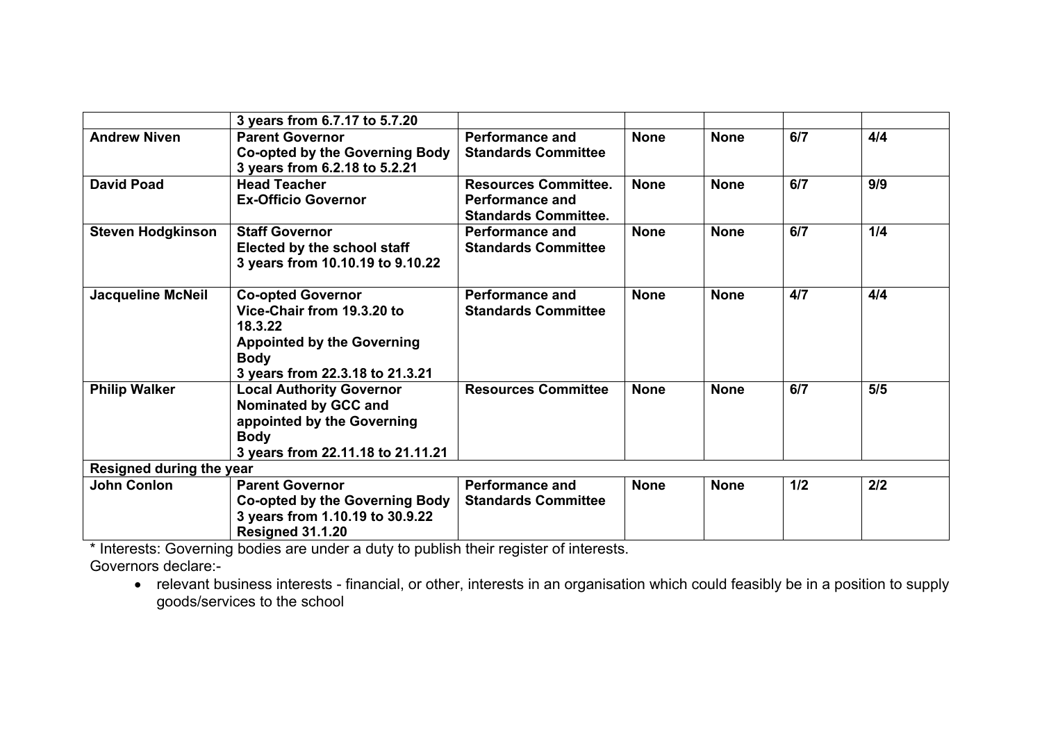| | | | | | | |
|---|---|---|---|---|---|---|
| | **3 years from 6.7.17 to 5.7.20** | | | | | |
| **Andrew Niven** | **Parent Governor**<br>**Co-opted by the Governing Body**<br>**3 years from 6.2.18 to 5.2.21** | **Performance and Standards Committee** | **None** | **None** | **6/7** | **4/4** |
| **David Poad** | **Head Teacher**<br>**Ex-Officio Governor** | **Resources Committee.**<br>**Performance and Standards Committee.** | **None** | **None** | **6/7** | **9/9** |
| **Steven Hodgkinson** | **Staff Governor**<br>**Elected by the school staff**<br>**3 years from 10.10.19 to 9.10.22** | **Performance and Standards Committee** | **None** | **None** | **6/7** | **1/4** |
| **Jacqueline McNeil** | **Co-opted Governor**<br>**Vice-Chair from 19.3.20 to 18.3.22**<br>**Appointed by the Governing Body**<br>**3 years from 22.3.18 to 21.3.21** | **Performance and Standards Committee** | **None** | **None** | **4/7** | **4/4** |
| **Philip Walker** | **Local Authority Governor**<br>**Nominated by GCC and appointed by the Governing Body**<br>**3 years from 22.11.18 to 21.11.21** | **Resources Committee** | **None** | **None** | **6/7** | **5/5** |
| **Resigned during the year** | | | | | | |
| **John Conlon** | **Parent Governor**<br>**Co-opted by the Governing Body**<br>**3 years from 1.10.19 to 30.9.22**<br>**Resigned 31.1.20** | **Performance and Standards Committee** | **None** | **None** | **1/2** | **2/2** |

* Interests: Governing bodies are under a duty to publish their register of interests.

Governors declare:-

- relevant business interests - financial, or other, interests in an organisation which could feasibly be in a position to supply goods/services to the school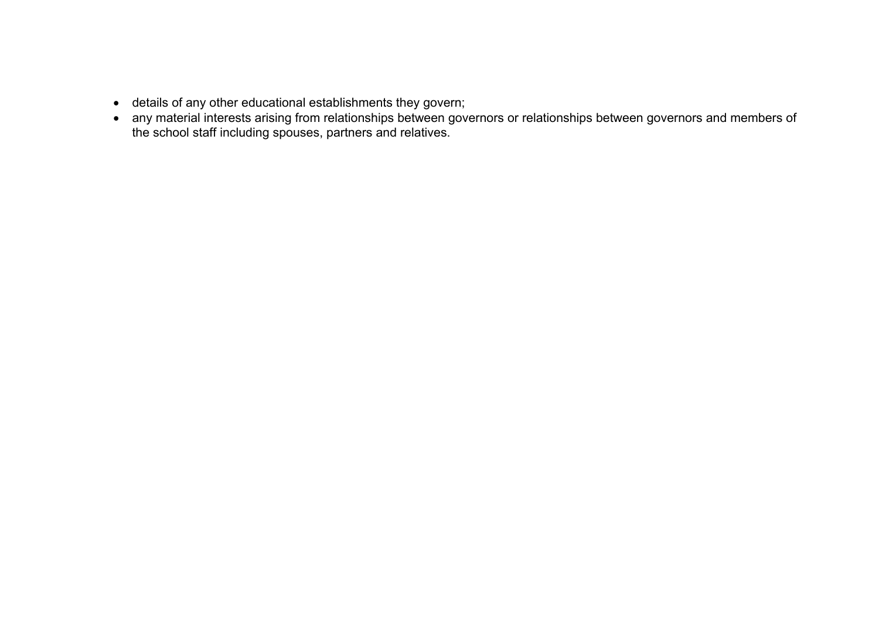- details of any other educational establishments they govern;
- any material interests arising from relationships between governors or relationships between governors and members of the school staff including spouses, partners and relatives.